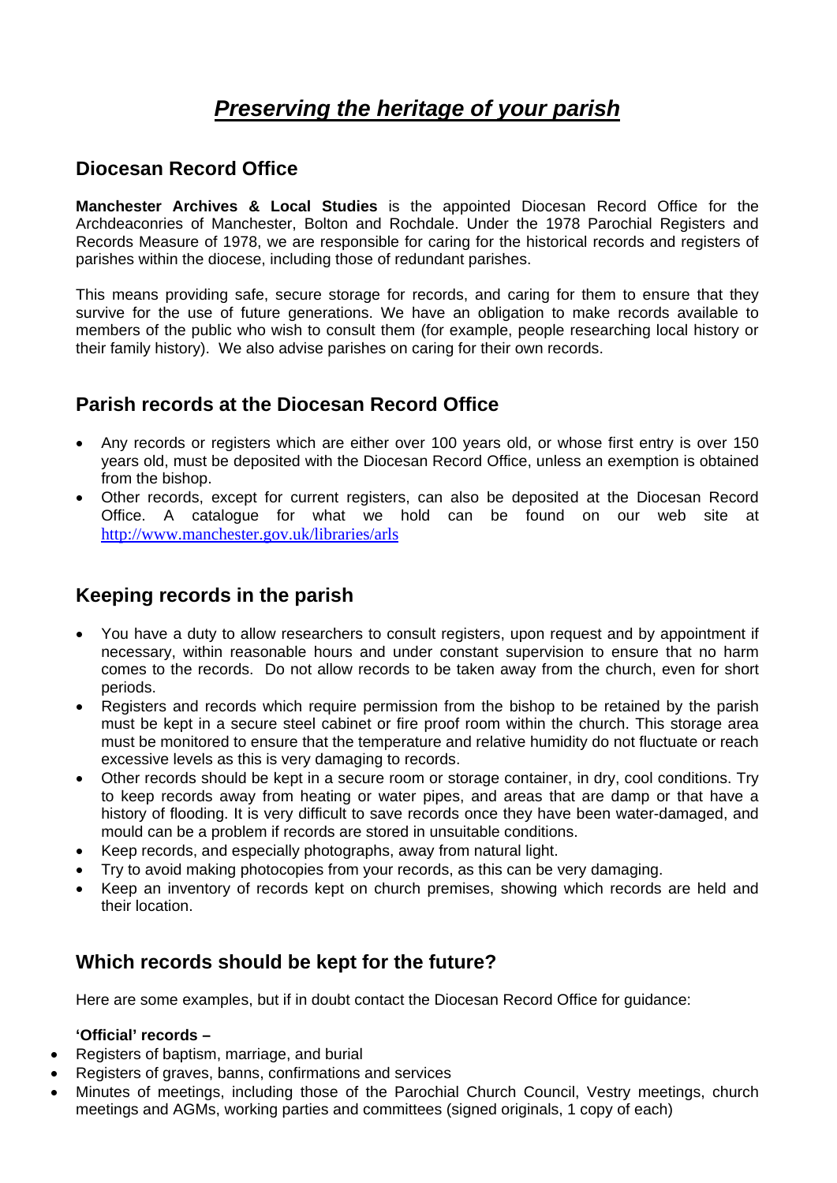# ***Preserving the heritage of your parish***

## Diocesan Record Office

**Manchester Archives & Local Studies** is the appointed Diocesan Record Office for the Archdeaconries of Manchester, Bolton and Rochdale. Under the 1978 Parochial Registers and Records Measure of 1978, we are responsible for caring for the historical records and registers of parishes within the diocese, including those of redundant parishes.

This means providing safe, secure storage for records, and caring for them to ensure that they survive for the use of future generations. We have an obligation to make records available to members of the public who wish to consult them (for example, people researching local history or their family history). We also advise parishes on caring for their own records.

## Parish records at the Diocesan Record Office

- Any records or registers which are either over 100 years old, or whose first entry is over 150 years old, must be deposited with the Diocesan Record Office, unless an exemption is obtained from the bishop.
- Other records, except for current registers, can also be deposited at the Diocesan Record Office. A catalogue for what we hold can be found on our web site at http://www.manchester.gov.uk/libraries/arls

## Keeping records in the parish

- You have a duty to allow researchers to consult registers, upon request and by appointment if necessary, within reasonable hours and under constant supervision to ensure that no harm comes to the records. Do not allow records to be taken away from the church, even for short periods.
- Registers and records which require permission from the bishop to be retained by the parish must be kept in a secure steel cabinet or fire proof room within the church. This storage area must be monitored to ensure that the temperature and relative humidity do not fluctuate or reach excessive levels as this is very damaging to records.
- Other records should be kept in a secure room or storage container, in dry, cool conditions. Try to keep records away from heating or water pipes, and areas that are damp or that have a history of flooding. It is very difficult to save records once they have been water-damaged, and mould can be a problem if records are stored in unsuitable conditions.
- Keep records, and especially photographs, away from natural light.
- Try to avoid making photocopies from your records, as this can be very damaging.
- Keep an inventory of records kept on church premises, showing which records are held and their location.

## Which records should be kept for the future?

Here are some examples, but if in doubt contact the Diocesan Record Office for guidance:

**'Official' records –**

- Registers of baptism, marriage, and burial
- Registers of graves, banns, confirmations and services
- Minutes of meetings, including those of the Parochial Church Council, Vestry meetings, church meetings and AGMs, working parties and committees (signed originals, 1 copy of each)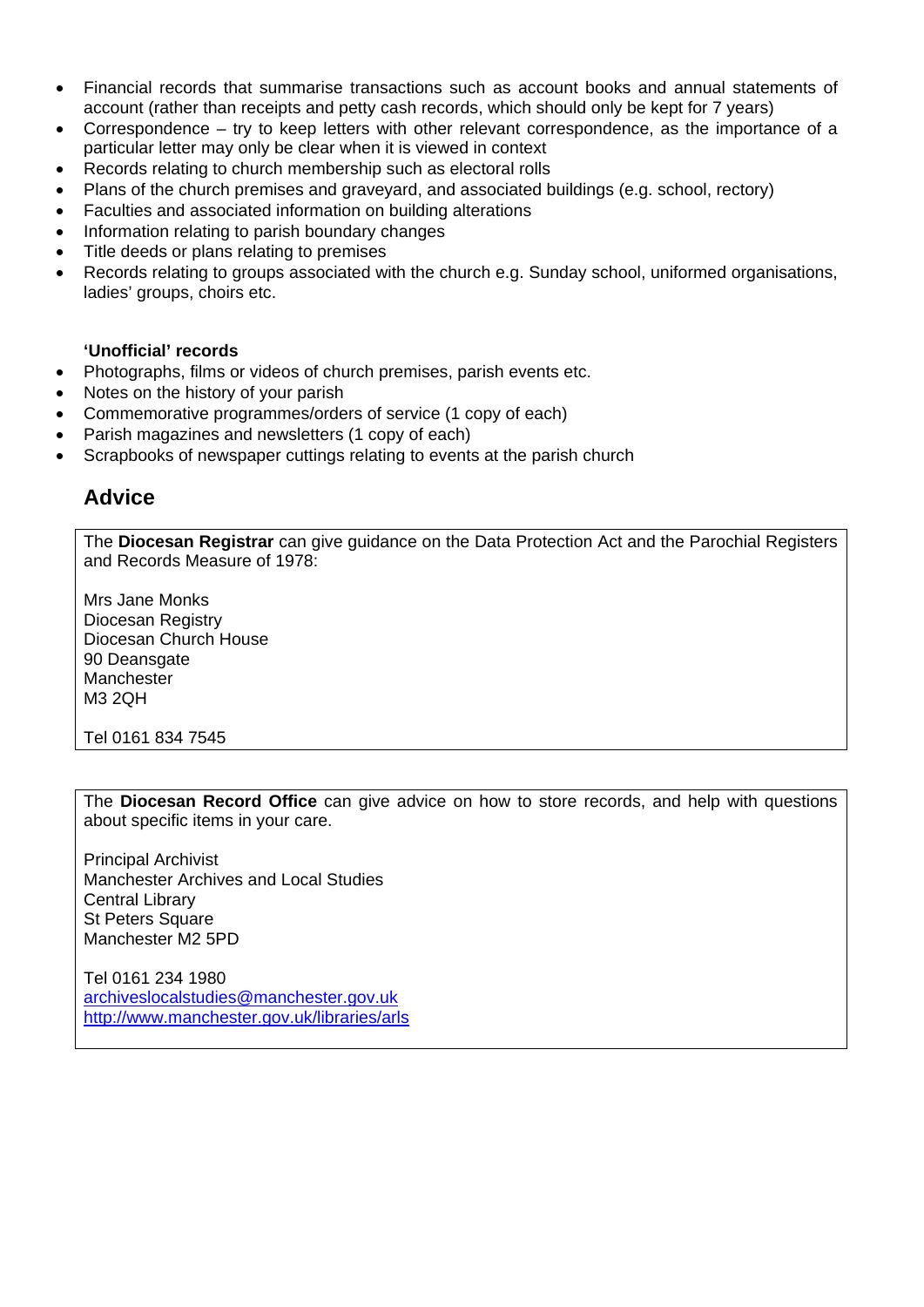- Financial records that summarise transactions such as account books and annual statements of account (rather than receipts and petty cash records, which should only be kept for 7 years)
- Correspondence – try to keep letters with other relevant correspondence, as the importance of a particular letter may only be clear when it is viewed in context
- Records relating to church membership such as electoral rolls
- Plans of the church premises and graveyard, and associated buildings (e.g. school, rectory)
- Faculties and associated information on building alterations
- Information relating to parish boundary changes
- Title deeds or plans relating to premises
- Records relating to groups associated with the church e.g. Sunday school, uniformed organisations, ladies' groups, choirs etc.

**'Unofficial' records**

- Photographs, films or videos of church premises, parish events etc.
- Notes on the history of your parish
- Commemorative programmes/orders of service (1 copy of each)
- Parish magazines and newsletters (1 copy of each)
- Scrapbooks of newspaper cuttings relating to events at the parish church

## Advice

The **Diocesan Registrar** can give guidance on the Data Protection Act and the Parochial Registers and Records Measure of 1978:

Mrs Jane Monks
Diocesan Registry
Diocesan Church House
90 Deansgate
Manchester
M3 2QH

Tel 0161 834 7545

The **Diocesan Record Office** can give advice on how to store records, and help with questions about specific items in your care.

Principal Archivist
Manchester Archives and Local Studies
Central Library
St Peters Square
Manchester M2 5PD

Tel 0161 234 1980
archiveslocalstudies@manchester.gov.uk
http://www.manchester.gov.uk/libraries/arls